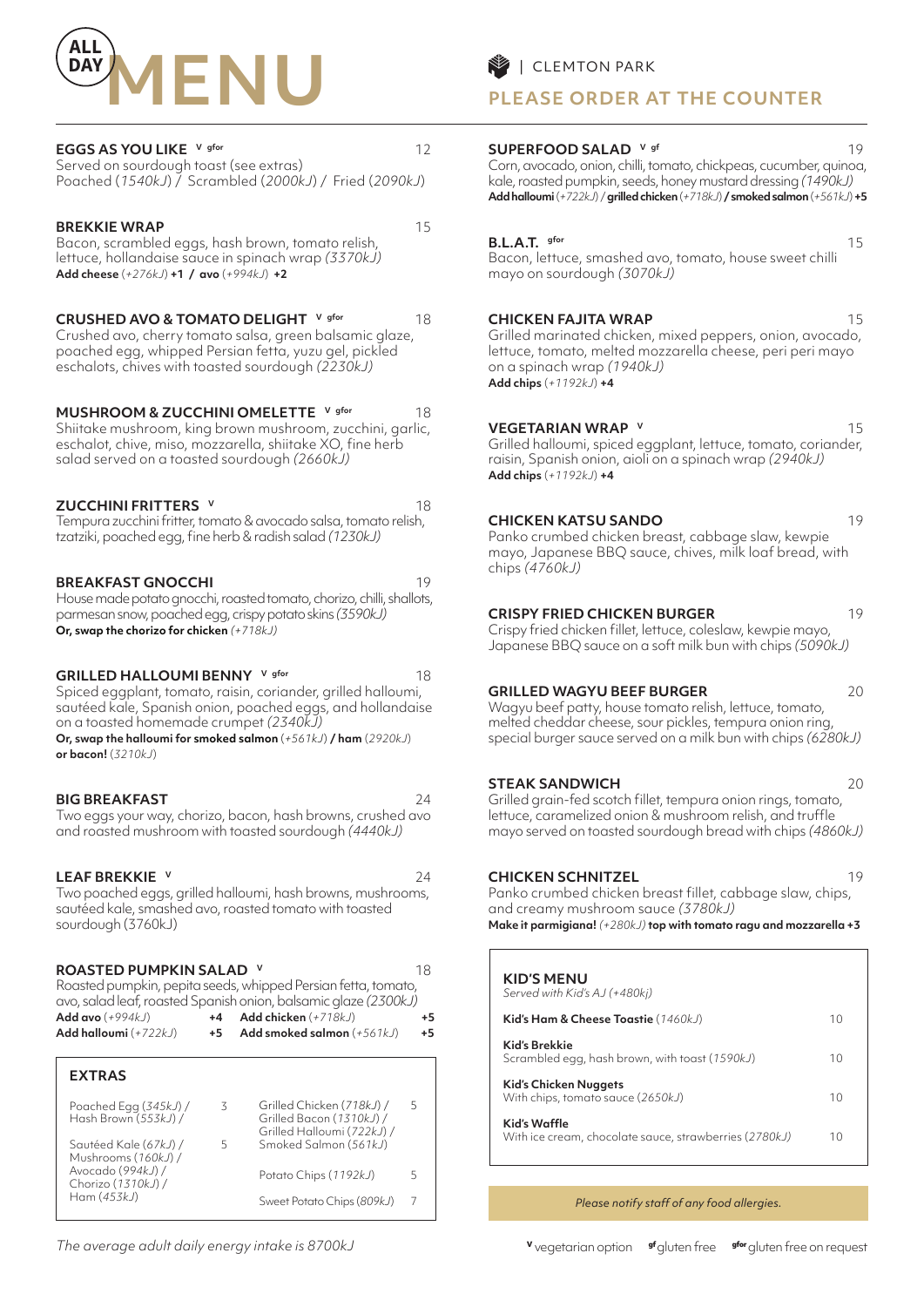# ALL DAY MENU

| CLEMTON PARK

## PLEASE ORDER AT THE COUNTER

**EGGS AS YOU LIKE** v gfor — 12
Served on sourdough toast (see extras)
Poached (*1540kJ*) / Scrambled (*2000kJ*) / Fried (*2090kJ*)

**BREKKIE WRAP** — 15
Bacon, scrambled eggs, hash brown, tomato relish, lettuce, hollandaise sauce in spinach wrap *(3370kJ)*
**Add cheese** (*+276kJ*) **+1 / avo** (*+994kJ*) **+2**

**CRUSHED AVO & TOMATO DELIGHT** v gfor — 18
Crushed avo, cherry tomato salsa, green balsamic glaze, poached egg, whipped Persian fetta, yuzu gel, pickled eschalots, chives with toasted sourdough *(2230kJ)*

**MUSHROOM & ZUCCHINI OMELETTE** v gfor — 18
Shiitake mushroom, king brown mushroom, zucchini, garlic, eschalot, chive, miso, mozzarella, shiitake XO, fine herb salad served on a toasted sourdough *(2660kJ)*

**ZUCCHINI FRITTERS** v — 18
Tempura zucchini fritter, tomato & avocado salsa, tomato relish, tzatziki, poached egg, fine herb & radish salad *(1230kJ)*

**BREAKFAST GNOCCHI** — 19
House made potato gnocchi, roasted tomato, chorizo, chilli, shallots, parmesan snow, poached egg, crispy potato skins *(3590kJ)*
**Or, swap the chorizo for chicken** *(+718kJ)*

**GRILLED HALLOUMI BENNY** v gfor — 18
Spiced eggplant, tomato, raisin, coriander, grilled halloumi, sautéed kale, Spanish onion, poached eggs, and hollandaise on a toasted homemade crumpet *(2340kJ)*
**Or, swap the halloumi for smoked salmon** (*+561kJ*) **/ ham** (*2920kJ*) **or bacon!** (*3210kJ*)

**BIG BREAKFAST** — 24
Two eggs your way, chorizo, bacon, hash browns, crushed avo and roasted mushroom with toasted sourdough *(4440kJ)*

**LEAF BREKKIE** v — 24
Two poached eggs, grilled halloumi, hash browns, mushrooms, sautéed kale, smashed avo, roasted tomato with toasted sourdough (3760kJ)

**ROASTED PUMPKIN SALAD** v — 18
Roasted pumpkin, pepita seeds, whipped Persian fetta, tomato, avo, salad leaf, roasted Spanish onion, balsamic glaze *(2300kJ)*
**Add avo** (*+994kJ*) **+4** | **Add chicken** (*+718kJ*) **+5**
**Add halloumi** (*+722kJ*) **+5** | **Add smoked salmon** (*+561kJ*) **+5**

### EXTRAS

| | | | |
|---|---|---|---|
| Poached Egg (*345kJ*) / Hash Brown (*553kJ*) / | 3 | Grilled Chicken (*718kJ*) / Grilled Bacon (*1310kJ*) / Grilled Halloumi (*722kJ*) / Smoked Salmon (*561kJ*) | 5 |
| Sautéed Kale (*67kJ*) / Mushrooms (*160kJ*) / Avocado (*994kJ*) / Chorizo (*1310kJ*) / Ham (*453kJ*) | 5 | Potato Chips (*1192kJ*) | 5 |
| | | Sweet Potato Chips (*809kJ*) | 7 |

**SUPERFOOD SALAD** v gf — 19
Corn, avocado, onion, chilli, tomato, chickpeas, cucumber, quinoa, kale, roasted pumpkin, seeds, honey mustard dressing *(1490kJ)*
**Add halloumi** (*+722kJ*) / **grilled chicken** (*+718kJ*) **/ smoked salmon** (*+561kJ*) **+5**

**B.L.A.T.** gfor — 15
Bacon, lettuce, smashed avo, tomato, house sweet chilli mayo on sourdough *(3070kJ)*

**CHICKEN FAJITA WRAP** — 15
Grilled marinated chicken, mixed peppers, onion, avocado, lettuce, tomato, melted mozzarella cheese, peri peri mayo on a spinach wrap *(1940kJ)*
**Add chips** (*+1192kJ*) **+4**

**VEGETARIAN WRAP** v — 15
Grilled halloumi, spiced eggplant, lettuce, tomato, coriander, raisin, Spanish onion, aioli on a spinach wrap *(2940kJ)*
**Add chips** (*+1192kJ*) **+4**

**CHICKEN KATSU SANDO** — 19
Panko crumbed chicken breast, cabbage slaw, kewpie mayo, Japanese BBQ sauce, chives, milk loaf bread, with chips *(4760kJ)*

**CRISPY FRIED CHICKEN BURGER** — 19
Crispy fried chicken fillet, lettuce, coleslaw, kewpie mayo, Japanese BBQ sauce on a soft milk bun with chips *(5090kJ)*

**GRILLED WAGYU BEEF BURGER** — 20
Wagyu beef patty, house tomato relish, lettuce, tomato, melted cheddar cheese, sour pickles, tempura onion ring, special burger sauce served on a milk bun with chips *(6280kJ)*

**STEAK SANDWICH** — 20
Grilled grain-fed scotch fillet, tempura onion rings, tomato, lettuce, caramelized onion & mushroom relish, and truffle mayo served on toasted sourdough bread with chips *(4860kJ)*

**CHICKEN SCHNITZEL** — 19
Panko crumbed chicken breast fillet, cabbage slaw, chips, and creamy mushroom sauce *(3780kJ)*
**Make it parmigiana!** *(+280kJ)* **top with tomato ragu and mozzarella +3**

### KID'S MENU
*Served with Kid's AJ (+480kj)*

| Item | Price |
|---|---|
| **Kid's Ham & Cheese Toastie** (*1460kJ*) | 10 |
| **Kid's Brekkie** Scrambled egg, hash brown, with toast (*1590kJ*) | 10 |
| **Kid's Chicken Nuggets** With chips, tomato sauce (*2650kJ*) | 10 |
| **Kid's Waffle** With ice cream, chocolate sauce, strawberries (*2780kJ*) | 10 |

*Please notify staff of any food allergies.*

*The average adult daily energy intake is 8700kJ*

v vegetarian option  gf gluten free  gfor gluten free on request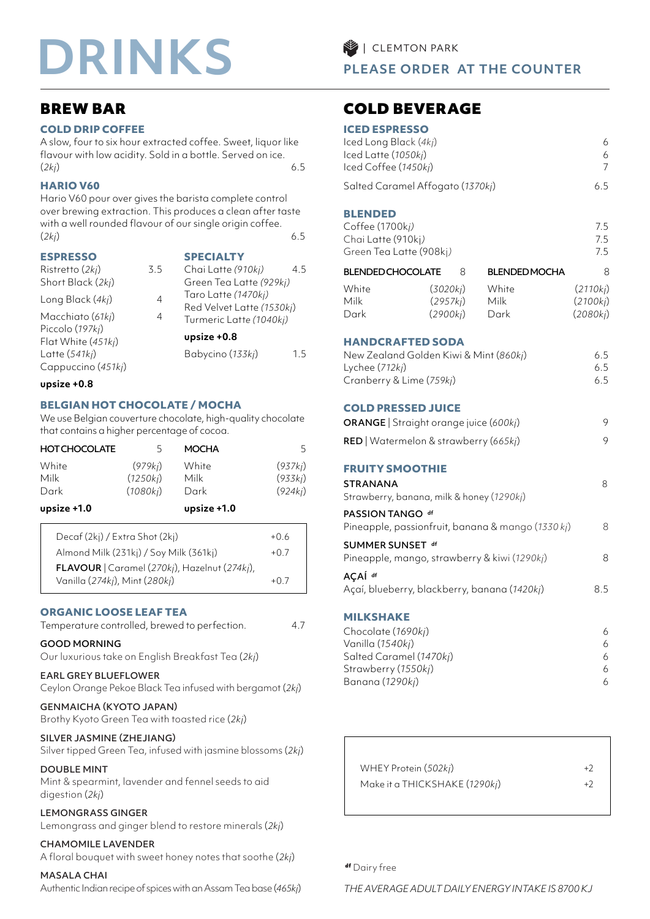# DRINKS

| CLEMTON PARK

**PLEASE ORDER AT THE COUNTER**

## BREW BAR

### COLD DRIP COFFEE

A slow, four to six hour extracted coffee. Sweet, liquor like flavour with low acidity. Sold in a bottle. Served on ice. (*2kj*) 6.5

### HARIO V60

Hario V60 pour over gives the barista complete control over brewing extraction. This produces a clean after taste with a well rounded flavour of our single origin coffee. (*2kj*) 6.5

### ESPRESSO

| | |
|---|---|
| Ristretto (*2kj*) | 3.5 |
| Short Black (*2kj*) | |
| Long Black (*4kj*) | 4 |
| Macchiato (*61kj*) | 4 |
| Piccolo (*197kj*) | |
| Flat White (*451kj*) | |
| Latte (*541kj*) | |
| Cappuccino (*451kj*) | |

**upsize +0.8**

### SPECIALTY

| | |
|---|---|
| Chai Latte (*910kj*) | 4.5 |
| Green Tea Latte (*929kj*) | |
| Taro Latte (*1470kj*) | |
| Red Velvet Latte (*1530kj*) | |
| Turmeric Latte (*1040kj*) | |

**upsize +0.8**

Babycino (*133kj*) 1.5

### BELGIAN HOT CHOCOLATE / MOCHA

We use Belgian couverture chocolate, high-quality chocolate that contains a higher percentage of cocoa.

| HOT CHOCOLATE | 5 | MOCHA | 5 |
|---|---|---|---|
| White | (*979kj*) | White | (*937kj*) |
| Milk | (*1250kj*) | Milk | (*933kj*) |
| Dark | (*1080kj*) | Dark | (*924kj*) |
| **upsize +1.0** | | **upsize +1.0** | |

| | |
|---|---|
| Decaf (2kj) / Extra Shot (2kj) | +0.6 |
| Almond Milk (231kj) / Soy Milk (361kj) | +0.7 |
| **FLAVOUR** \| Caramel (*270kj*), Hazelnut (*274kj*), Vanilla (*274kj*), Mint (*280kj*) | +0.7 |

### ORGANIC LOOSE LEAF TEA

Temperature controlled, brewed to perfection. 4.7

**GOOD MORNING**
Our luxurious take on English Breakfast Tea (*2kj*)

**EARL GREY BLUEFLOWER**
Ceylon Orange Pekoe Black Tea infused with bergamot (*2kj*)

**GENMAICHA (KYOTO JAPAN)**
Brothy Kyoto Green Tea with toasted rice (*2kj*)

**SILVER JASMINE (ZHEJIANG)**
Silver tipped Green Tea, infused with jasmine blossoms (*2kj*)

**DOUBLE MINT**
Mint & spearmint, lavender and fennel seeds to aid digestion (*2kj*)

**LEMONGRASS GINGER**
Lemongrass and ginger blend to restore minerals (*2kj*)

**CHAMOMILE LAVENDER**
A floral bouquet with sweet honey notes that soothe (*2kj*)

**MASALA CHAI**
Authentic Indian recipe of spices with an Assam Tea base (*465kj*)

## COLD BEVERAGE

### ICED ESPRESSO

| | |
|---|---|
| Iced Long Black (*4kj*) | 6 |
| Iced Latte (*1050kj*) | 6 |
| Iced Coffee (*1450kj*) | 7 |
| Salted Caramel Affogato (*1370kj*) | 6.5 |

### BLENDED

| | |
|---|---|
| Coffee (1700kj) | 7.5 |
| Chai Latte (910kj) | 7.5 |
| Green Tea Latte (908kj) | 7.5 |

| BLENDED CHOCOLATE | 8 | BLENDED MOCHA | 8 |
|---|---|---|---|
| White | (*3020kj*) | White | (*2110kj*) |
| Milk | (*2957kj*) | Milk | (*2100kj*) |
| Dark | (*2900kj*) | Dark | (*2080kj*) |

### HANDCRAFTED SODA

| | |
|---|---|
| New Zealand Golden Kiwi & Mint (*860kj*) | 6.5 |
| Lychee (*712kj*) | 6.5 |
| Cranberry & Lime (*759kj*) | 6.5 |

### COLD PRESSED JUICE

| | |
|---|---|
| **ORANGE** \| Straight orange juice (*600kj*) | 9 |
| **RED** \| Watermelon & strawberry (*665kj*) | 9 |

### FRUITY SMOOTHIE

**STRANANA** 8
Strawberry, banana, milk & honey (*1290kj*)

**PASSION TANGO** df
Pineapple, passionfruit, banana & mango (*1330 kj*) 8

**SUMMER SUNSET** df
Pineapple, mango, strawberry & kiwi (*1290kj*) 8

**AÇAÍ** df
Açaí, blueberry, blackberry, banana (*1420kj*) 8.5

### MILKSHAKE

| | |
|---|---|
| Chocolate (*1690kj*) | 6 |
| Vanilla (*1540kj*) | 6 |
| Salted Caramel (*1470kj*) | 6 |
| Strawberry (*1550kj*) | 6 |
| Banana (*1290kj*) | 6 |

| | |
|---|---|
| WHEY Protein (*502kj*) | +2 |
| Make it a THICKSHAKE (*1290kj*) | +2 |

df Dairy free

*THE AVERAGE ADULT DAILY ENERGY INTAKE IS 8700 KJ*